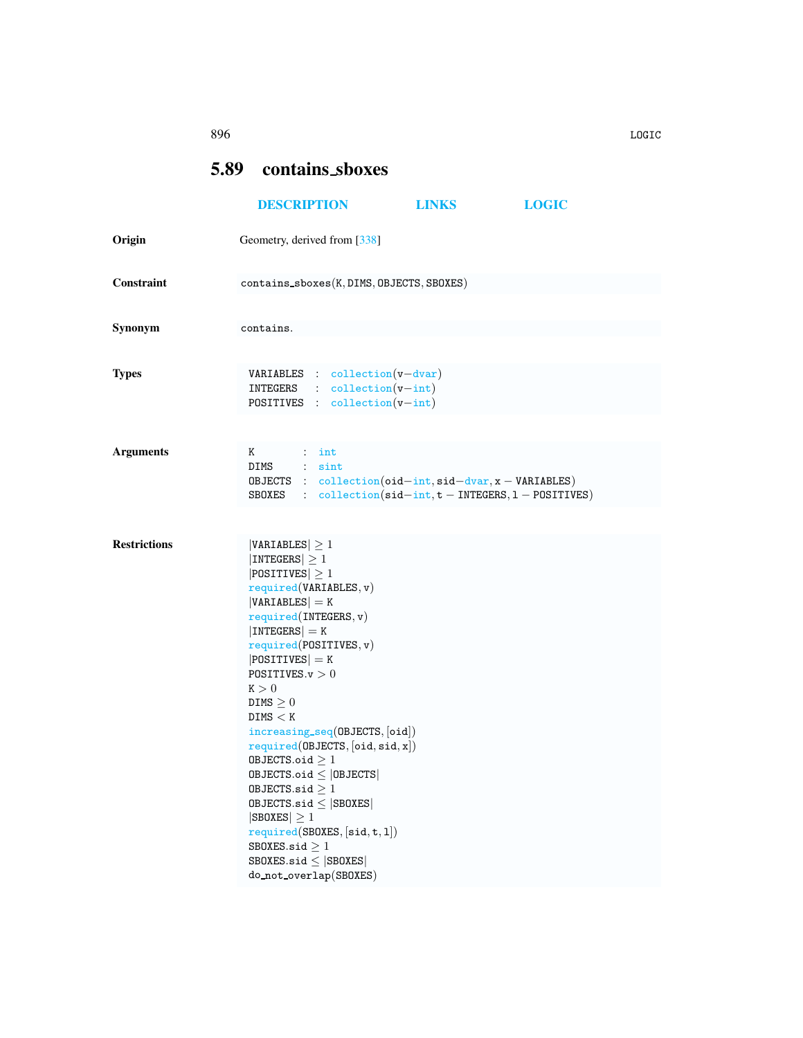## 5.89 contains_sboxes

DESCRIPTION LINKS LOGIC

**Origin** Geometry, derived from [338]

**Constraint** contains_sboxes(K, DIMS, OBJECTS, SBOXES)

**Synonym** contains.

**Types**

```
VARIABLES  : collection(v−dvar)
INTEGERS   : collection(v−int)
POSITIVES  : collection(v−int)
```

**Arguments**

```
K        : int
DIMS     : sint
OBJECTS  : collection(oid−int, sid−dvar, x − VARIABLES)
SBOXES   : collection(sid−int, t − INTEGERS, l − POSITIVES)
```

**Restrictions**

```
|VARIABLES| ≥ 1
|INTEGERS| ≥ 1
|POSITIVES| ≥ 1
required(VARIABLES, v)
|VARIABLES| = K
required(INTEGERS, v)
|INTEGERS| = K
required(POSITIVES, v)
|POSITIVES| = K
POSITIVES.v > 0
K > 0
DIMS ≥ 0
DIMS < K
increasing_seq(OBJECTS, [oid])
required(OBJECTS, [oid, sid, x])
OBJECTS.oid ≥ 1
OBJECTS.oid ≤ |OBJECTS|
OBJECTS.sid ≥ 1
OBJECTS.sid ≤ |SBOXES|
|SBOXES| ≥ 1
required(SBOXES, [sid, t, l])
SBOXES.sid ≥ 1
SBOXES.sid ≤ |SBOXES|
do_not_overlap(SBOXES)
```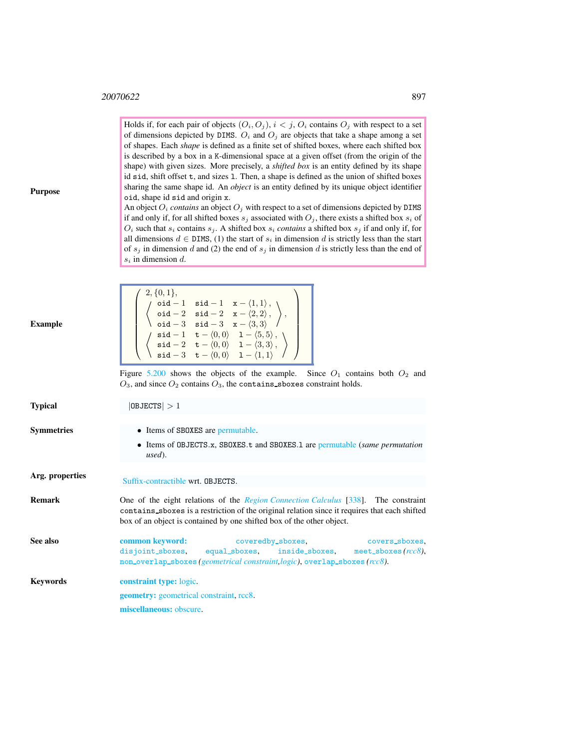**Purpose**

Holds if, for each pair of objects $(O_i, O_j)$, $i < j$, $O_i$ contains $O_j$ with respect to a set of dimensions depicted by `DIMS`. $O_i$ and $O_j$ are objects that take a shape among a set of shapes. Each *shape* is defined as a finite set of shifted boxes, where each shifted box is described by a box in a `K`-dimensional space at a given offset (from the origin of the shape) with given sizes. More precisely, a *shifted box* is an entity defined by its shape id `sid`, shift offset `t`, and sizes `l`. Then, a shape is defined as the union of shifted boxes sharing the same shape id. An *object* is an entity defined by its unique object identifier `oid`, shape id `sid` and origin `x`.

An object $O_i$ *contains* an object $O_j$ with respect to a set of dimensions depicted by `DIMS` if and only if, for all shifted boxes $s_j$ associated with $O_j$, there exists a shifted box $s_i$ of $O_i$ such that $s_i$ contains $s_j$. A shifted box $s_i$ *contains* a shifted box $s_j$ if and only if, for all dimensions $d \in$ `DIMS`, (1) the start of $s_i$ in dimension $d$ is strictly less than the start of $s_j$ in dimension $d$ and (2) the end of $s_j$ in dimension $d$ is strictly less than the end of $s_i$ in dimension $d$.

**Example**

$$\left(\begin{array}{l} 2, \{0,1\}, \\ \left\langle \begin{array}{lll} \texttt{oid}-1 & \texttt{sid}-1 & \texttt{x}-\langle 1,1\rangle, \\ \texttt{oid}-2 & \texttt{sid}-2 & \texttt{x}-\langle 2,2\rangle, \\ \texttt{oid}-3 & \texttt{sid}-3 & \texttt{x}-\langle 3,3\rangle \end{array} \right\rangle, \\ \left\langle \begin{array}{lll} \texttt{sid}-1 & \texttt{t}-\langle 0,0\rangle & \texttt{l}-\langle 5,5\rangle, \\ \texttt{sid}-2 & \texttt{t}-\langle 0,0\rangle & \texttt{l}-\langle 3,3\rangle, \\ \texttt{sid}-3 & \texttt{t}-\langle 0,0\rangle & \texttt{l}-\langle 1,1\rangle \end{array} \right\rangle \end{array}\right)$$

Figure 5.200 shows the objects of the example. Since $O_1$ contains both $O_2$ and $O_3$, and since $O_2$ contains $O_3$, the `contains_sboxes` constraint holds.

**Typical**

$|\texttt{OBJECTS}| > 1$

**Symmetries**

- Items of `SBOXES` are permutable.
- Items of `OBJECTS.x`, `SBOXES.t` and `SBOXES.l` are permutable (*same permutation used*).

**Arg. properties**

Suffix-contractible wrt. `OBJECTS`.

**Remark**

One of the eight relations of the *Region Connection Calculus* [338]. The constraint `contains_sboxes` is a restriction of the original relation since it requires that each shifted box of an object is contained by one shifted box of the other object.

**See also**

**common keyword:** `coveredby_sboxes`, `covers_sboxes`, `disjoint_sboxes`, `equal_sboxes`, `inside_sboxes`, `meet_sboxes` *(rcc8)*, `non_overlap_sboxes` *(geometrical constraint,logic)*, `overlap_sboxes` *(rcc8)*.

**Keywords**

**constraint type:** logic.

**geometry:** geometrical constraint, rcc8.

**miscellaneous:** obscure.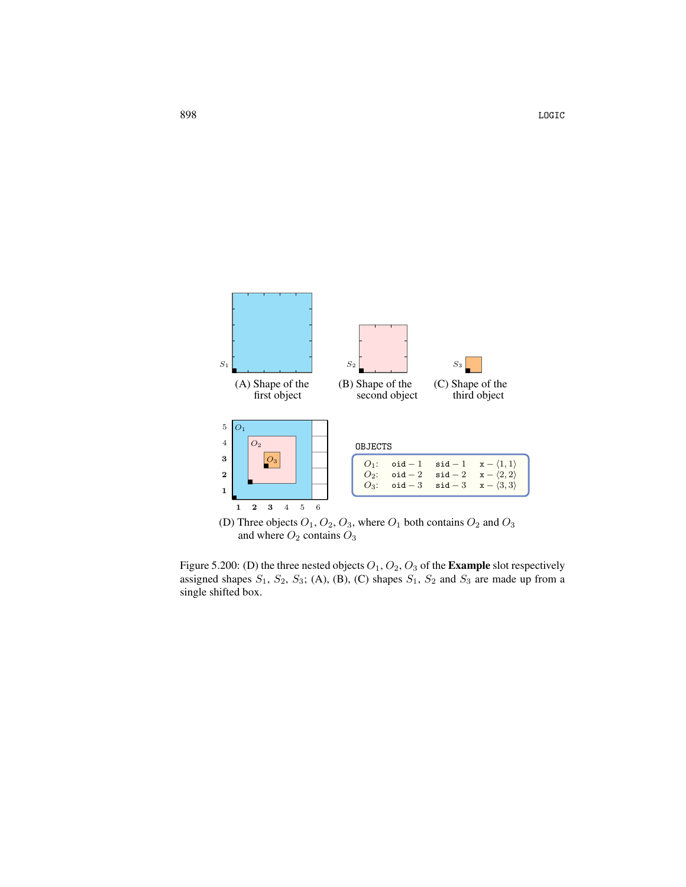(A) Shape of the first object

(B) Shape of the second object

(C) Shape of the third object

OBJECTS

| | | | |
|---|---|---|---|
| $O_1$: | oid − 1 | sid − 1 | x − $\langle 1, 1\rangle$ |
| $O_2$: | oid − 2 | sid − 2 | x − $\langle 2, 2\rangle$ |
| $O_3$: | oid − 3 | sid − 3 | x − $\langle 3, 3\rangle$ |

(D) Three objects $O_1$, $O_2$, $O_3$, where $O_1$ both contains $O_2$ and $O_3$ and where $O_2$ contains $O_3$

Figure 5.200: (D) the three nested objects $O_1$, $O_2$, $O_3$ of the **Example** slot respectively assigned shapes $S_1$, $S_2$, $S_3$; (A), (B), (C) shapes $S_1$, $S_2$ and $S_3$ are made up from a single shifted box.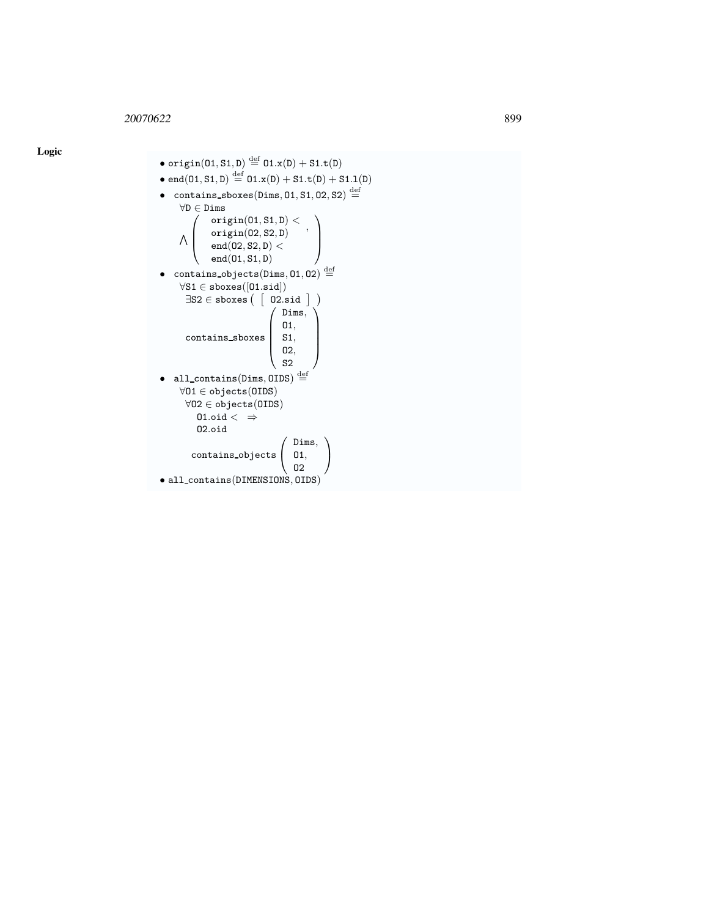**Logic**

- $\texttt{origin(O1, S1, D)} \stackrel{\text{def}}{=} \texttt{O1.x(D)} + \texttt{S1.t(D)}$
- $\texttt{end(O1, S1, D)} \stackrel{\text{def}}{=} \texttt{O1.x(D)} + \texttt{S1.t(D)} + \texttt{S1.l(D)}$
- $\texttt{contains\_sboxes(Dims, O1, S1, O2, S2)} \stackrel{\text{def}}{=}$

  $\forall \texttt{D} \in \texttt{Dims}$

  $\bigwedge \left( \begin{array}{l} \texttt{origin(O1, S1, D)} < \\ \texttt{origin(O2, S2, D)} \\ \texttt{end(O2, S2, D)} < \\ \texttt{end(O1, S1, D)} \end{array} , \right)$

- $\texttt{contains\_objects(Dims, O1, O2)} \stackrel{\text{def}}{=}$

  $\forall \texttt{S1} \in \texttt{sboxes([O1.sid])}$

  $\exists \texttt{S2} \in \texttt{sboxes}\left( \left[ \texttt{O2.sid} \right] \right)$

  $\texttt{contains\_sboxes} \left( \begin{array}{l} \texttt{Dims}, \\ \texttt{O1}, \\ \texttt{S1}, \\ \texttt{O2}, \\ \texttt{S2} \end{array} \right)$

- $\texttt{all\_contains(Dims, OIDS)} \stackrel{\text{def}}{=}$

  $\forall \texttt{O1} \in \texttt{objects(OIDS)}$

  $\forall \texttt{O2} \in \texttt{objects(OIDS)}$

  $\begin{array}{l} \texttt{O1.oid} < \\ \texttt{O2.oid} \end{array} \Rightarrow$

  $\texttt{contains\_objects} \left( \begin{array}{l} \texttt{Dims}, \\ \texttt{O1}, \\ \texttt{O2} \end{array} \right)$

- $\texttt{all\_contains(DIMENSIONS, OIDS)}$